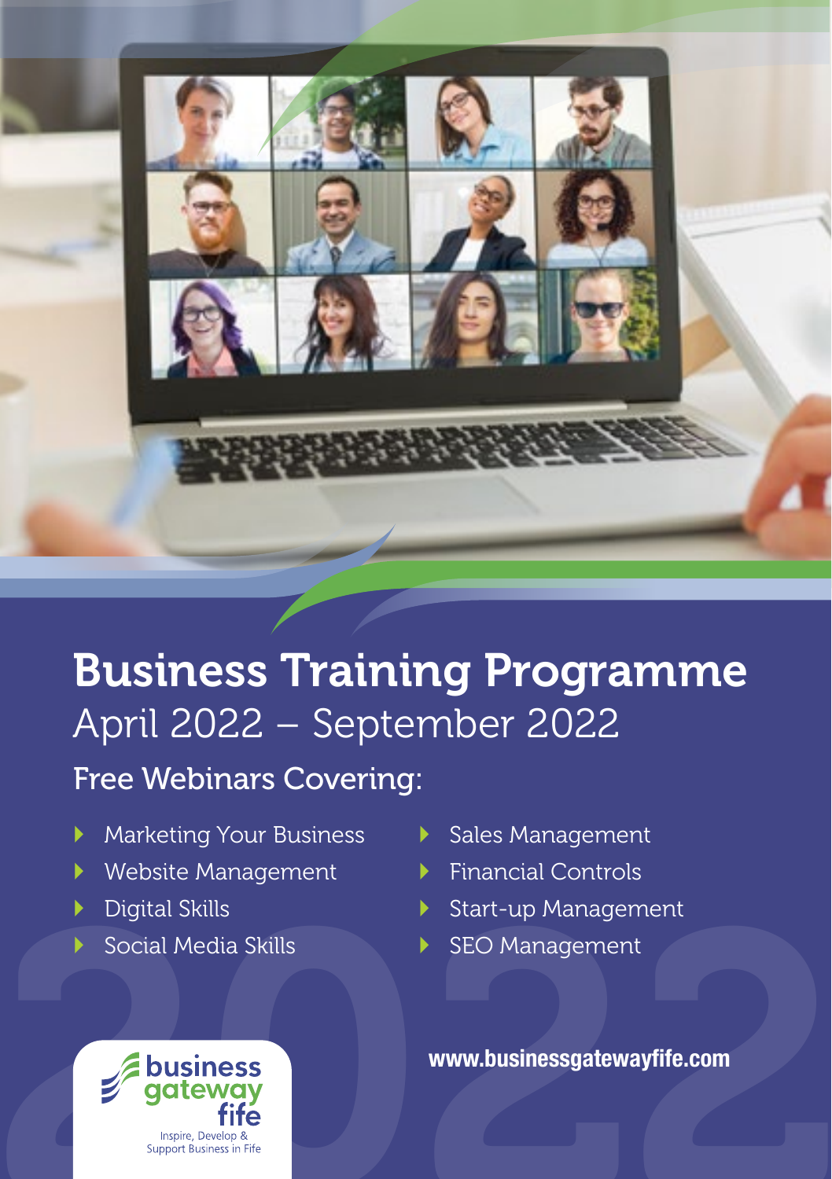# Business Training Programme

## April 2022 – September 2022

### Free Webinars Covering:

- Marketing Your Business
- Website Management
- Digital Skills
- Social Media Skills
- Sales Management
- Financial Controls
- Start-up Management
- SEO Management

business gateway fife

Inspire, Develop & Support Business in Fife

**www.businessgatewayfife.com**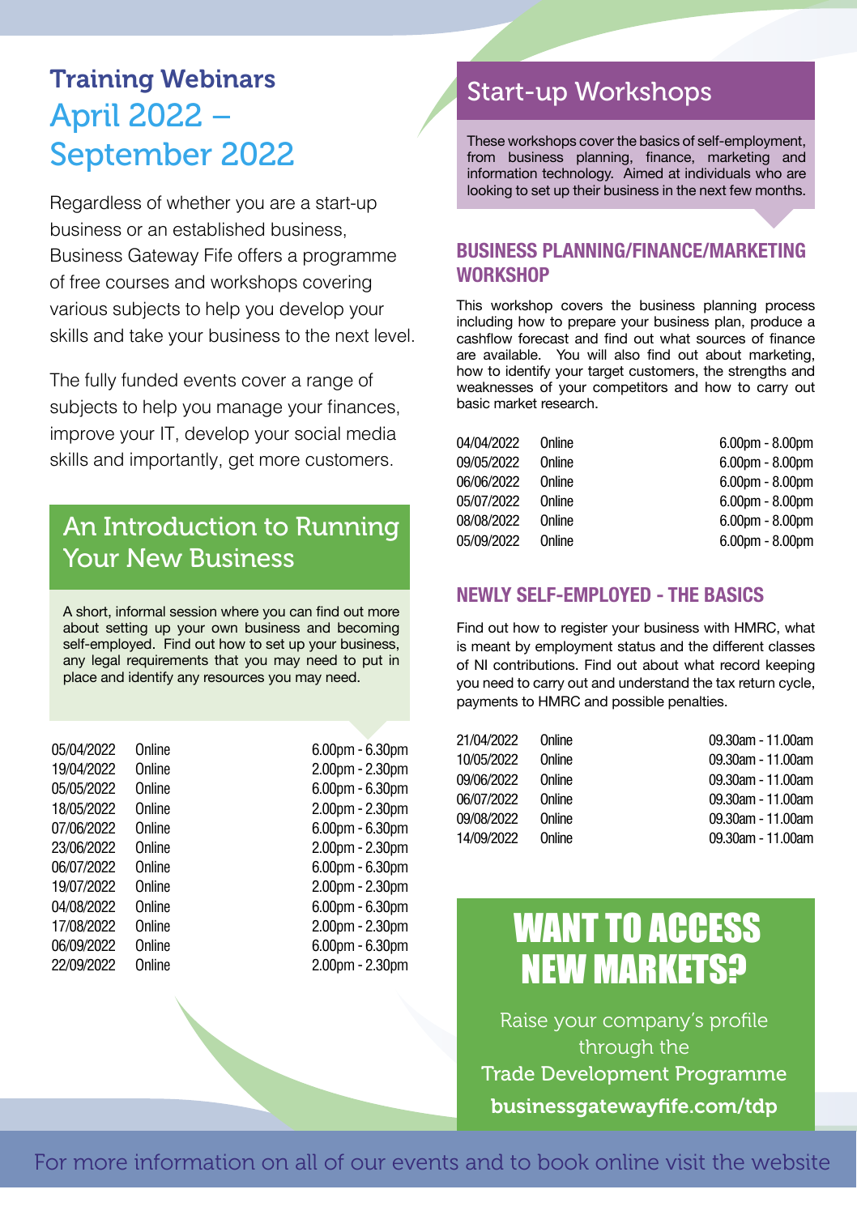# Training Webinars April 2022 – September 2022

Regardless of whether you are a start-up business or an established business, Business Gateway Fife offers a programme of free courses and workshops covering various subjects to help you develop your skills and take your business to the next level.

The fully funded events cover a range of subjects to help you manage your finances, improve your IT, develop your social media skills and importantly, get more customers.

## An Introduction to Running Your New Business

A short, informal session where you can find out more about setting up your own business and becoming self-employed. Find out how to set up your business, any legal requirements that you may need to put in place and identify any resources you may need.

| Date | Location | Time |
|---|---|---|
| 05/04/2022 | Online | 6.00pm - 6.30pm |
| 19/04/2022 | Online | 2.00pm - 2.30pm |
| 05/05/2022 | Online | 6.00pm - 6.30pm |
| 18/05/2022 | Online | 2.00pm - 2.30pm |
| 07/06/2022 | Online | 6.00pm - 6.30pm |
| 23/06/2022 | Online | 2.00pm - 2.30pm |
| 06/07/2022 | Online | 6.00pm - 6.30pm |
| 19/07/2022 | Online | 2.00pm - 2.30pm |
| 04/08/2022 | Online | 6.00pm - 6.30pm |
| 17/08/2022 | Online | 2.00pm - 2.30pm |
| 06/09/2022 | Online | 6.00pm - 6.30pm |
| 22/09/2022 | Online | 2.00pm - 2.30pm |

## Start-up Workshops

These workshops cover the basics of self-employment, from business planning, finance, marketing and information technology. Aimed at individuals who are looking to set up their business in the next few months.

### BUSINESS PLANNING/FINANCE/MARKETING WORKSHOP

This workshop covers the business planning process including how to prepare your business plan, produce a cashflow forecast and find out what sources of finance are available. You will also find out about marketing, how to identify your target customers, the strengths and weaknesses of your competitors and how to carry out basic market research.

| Date | Location | Time |
|---|---|---|
| 04/04/2022 | Online | 6.00pm - 8.00pm |
| 09/05/2022 | Online | 6.00pm - 8.00pm |
| 06/06/2022 | Online | 6.00pm - 8.00pm |
| 05/07/2022 | Online | 6.00pm - 8.00pm |
| 08/08/2022 | Online | 6.00pm - 8.00pm |
| 05/09/2022 | Online | 6.00pm - 8.00pm |

### NEWLY SELF-EMPLOYED - THE BASICS

Find out how to register your business with HMRC, what is meant by employment status and the different classes of NI contributions. Find out about what record keeping you need to carry out and understand the tax return cycle, payments to HMRC and possible penalties.

| Date | Location | Time |
|---|---|---|
| 21/04/2022 | Online | 09.30am - 11.00am |
| 10/05/2022 | Online | 09.30am - 11.00am |
| 09/06/2022 | Online | 09.30am - 11.00am |
| 06/07/2022 | Online | 09.30am - 11.00am |
| 09/08/2022 | Online | 09.30am - 11.00am |
| 14/09/2022 | Online | 09.30am - 11.00am |

## WANT TO ACCESS NEW MARKETS?

Raise your company's profile through the Trade Development Programme

**businessgatewayfife.com/tdp**

For more information on all of our events and to book online visit the website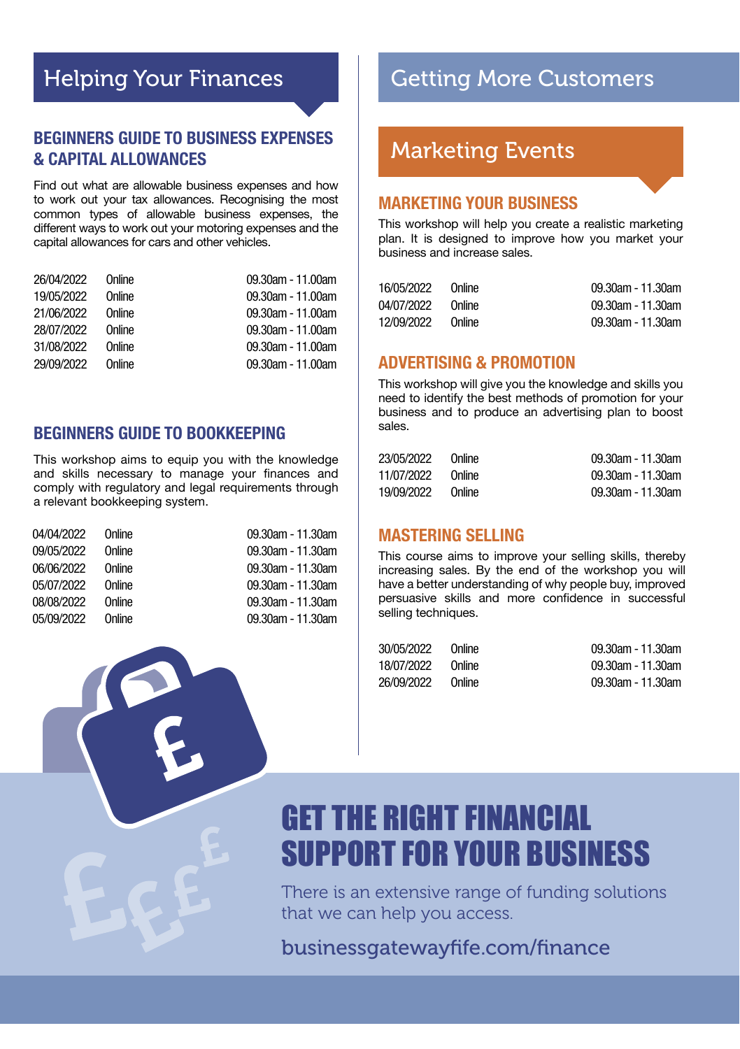## Helping Your Finances

### BEGINNERS GUIDE TO BUSINESS EXPENSES & CAPITAL ALLOWANCES

Find out what are allowable business expenses and how to work out your tax allowances. Recognising the most common types of allowable business expenses, the different ways to work out your motoring expenses and the capital allowances for cars and other vehicles.

| | | |
|---|---|---|
| 26/04/2022 | Online | 09.30am - 11.00am |
| 19/05/2022 | Online | 09.30am - 11.00am |
| 21/06/2022 | Online | 09.30am - 11.00am |
| 28/07/2022 | Online | 09.30am - 11.00am |
| 31/08/2022 | Online | 09.30am - 11.00am |
| 29/09/2022 | Online | 09.30am - 11.00am |

### BEGINNERS GUIDE TO BOOKKEEPING

This workshop aims to equip you with the knowledge and skills necessary to manage your finances and comply with regulatory and legal requirements through a relevant bookkeeping system.

| | | |
|---|---|---|
| 04/04/2022 | Online | 09.30am - 11.30am |
| 09/05/2022 | Online | 09.30am - 11.30am |
| 06/06/2022 | Online | 09.30am - 11.30am |
| 05/07/2022 | Online | 09.30am - 11.30am |
| 08/08/2022 | Online | 09.30am - 11.30am |
| 05/09/2022 | Online | 09.30am - 11.30am |

## Getting More Customers

## Marketing Events

### MARKETING YOUR BUSINESS

This workshop will help you create a realistic marketing plan. It is designed to improve how you market your business and increase sales.

| | | |
|---|---|---|
| 16/05/2022 | Online | 09.30am - 11.30am |
| 04/07/2022 | Online | 09.30am - 11.30am |
| 12/09/2022 | Online | 09.30am - 11.30am |

### ADVERTISING & PROMOTION

This workshop will give you the knowledge and skills you need to identify the best methods of promotion for your business and to produce an advertising plan to boost sales.

| | | |
|---|---|---|
| 23/05/2022 | Online | 09.30am - 11.30am |
| 11/07/2022 | Online | 09.30am - 11.30am |
| 19/09/2022 | Online | 09.30am - 11.30am |

### MASTERING SELLING

This course aims to improve your selling skills, thereby increasing sales. By the end of the workshop you will have a better understanding of why people buy, improved persuasive skills and more confidence in successful selling techniques.

| | | |
|---|---|---|
| 30/05/2022 | Online | 09.30am - 11.30am |
| 18/07/2022 | Online | 09.30am - 11.30am |
| 26/09/2022 | Online | 09.30am - 11.30am |

## GET THE RIGHT FINANCIAL SUPPORT FOR YOUR BUSINESS

There is an extensive range of funding solutions that we can help you access.

businessgatewayfife.com/finance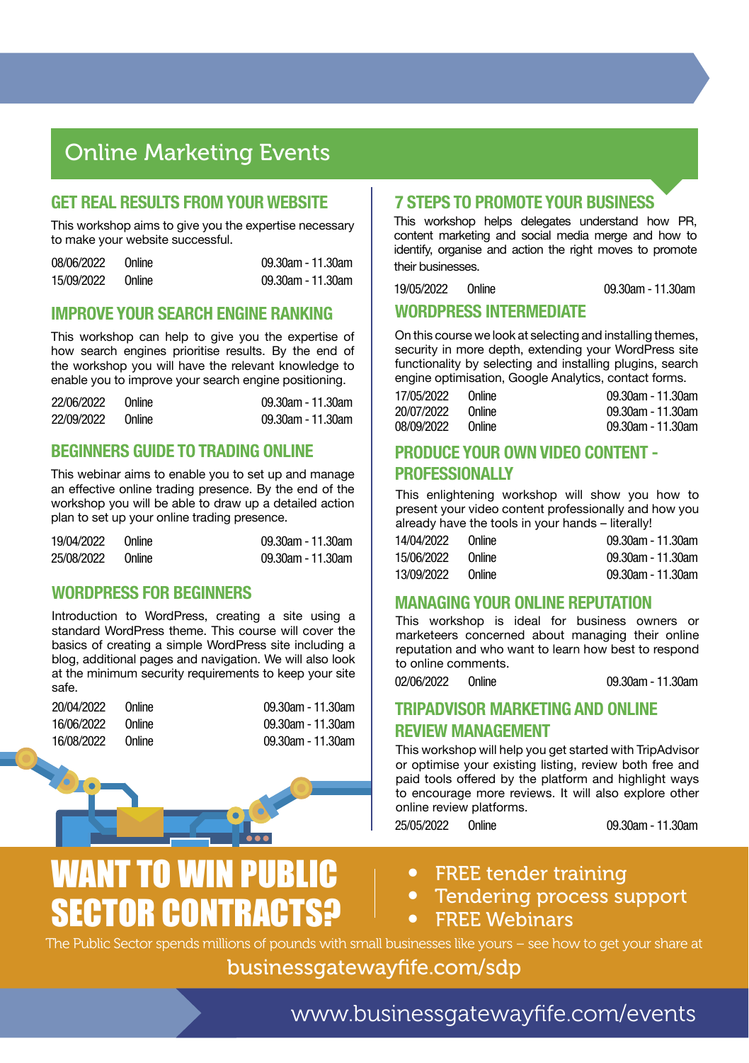# Online Marketing Events

## GET REAL RESULTS FROM YOUR WEBSITE

This workshop aims to give you the expertise necessary to make your website successful.

| | | |
|---|---|---|
| 08/06/2022 | Online | 09.30am - 11.30am |
| 15/09/2022 | Online | 09.30am - 11.30am |

## IMPROVE YOUR SEARCH ENGINE RANKING

This workshop can help to give you the expertise of how search engines prioritise results. By the end of the workshop you will have the relevant knowledge to enable you to improve your search engine positioning.

| | | |
|---|---|---|
| 22/06/2022 | Online | 09.30am - 11.30am |
| 22/09/2022 | Online | 09.30am - 11.30am |

## BEGINNERS GUIDE TO TRADING ONLINE

This webinar aims to enable you to set up and manage an effective online trading presence. By the end of the workshop you will be able to draw up a detailed action plan to set up your online trading presence.

| | | |
|---|---|---|
| 19/04/2022 | Online | 09.30am - 11.30am |
| 25/08/2022 | Online | 09.30am - 11.30am |

## WORDPRESS FOR BEGINNERS

Introduction to WordPress, creating a site using a standard WordPress theme. This course will cover the basics of creating a simple WordPress site including a blog, additional pages and navigation. We will also look at the minimum security requirements to keep your site safe.

| | | |
|---|---|---|
| 20/04/2022 | Online | 09.30am - 11.30am |
| 16/06/2022 | Online | 09.30am - 11.30am |
| 16/08/2022 | Online | 09.30am - 11.30am |

## 7 STEPS TO PROMOTE YOUR BUSINESS

This workshop helps delegates understand how PR, content marketing and social media merge and how to identify, organise and action the right moves to promote their businesses.

| | | |
|---|---|---|
| 19/05/2022 | Online | 09.30am - 11.30am |

## WORDPRESS INTERMEDIATE

On this course we look at selecting and installing themes, security in more depth, extending your WordPress site functionality by selecting and installing plugins, search engine optimisation, Google Analytics, contact forms.

| | | |
|---|---|---|
| 17/05/2022 | Online | 09.30am - 11.30am |
| 20/07/2022 | Online | 09.30am - 11.30am |
| 08/09/2022 | Online | 09.30am - 11.30am |

## PRODUCE YOUR OWN VIDEO CONTENT - PROFESSIONALLY

This enlightening workshop will show you how to present your video content professionally and how you already have the tools in your hands – literally!

| | | |
|---|---|---|
| 14/04/2022 | Online | 09.30am - 11.30am |
| 15/06/2022 | Online | 09.30am - 11.30am |
| 13/09/2022 | Online | 09.30am - 11.30am |

## MANAGING YOUR ONLINE REPUTATION

This workshop is ideal for business owners or marketeers concerned about managing their online reputation and who want to learn how best to respond to online comments.

| | | |
|---|---|---|
| 02/06/2022 | Online | 09.30am - 11.30am |

## TRIPADVISOR MARKETING AND ONLINE REVIEW MANAGEMENT

This workshop will help you get started with TripAdvisor or optimise your existing listing, review both free and paid tools offered by the platform and highlight ways to encourage more reviews. It will also explore other online review platforms.

| | | |
|---|---|---|
| 25/05/2022 | Online | 09.30am - 11.30am |

# WANT TO WIN PUBLIC SECTOR CONTRACTS?

- FREE tender training
- Tendering process support
- FREE Webinars

The Public Sector spends millions of pounds with small businesses like yours – see how to get your share at

businessgatewayfife.com/sdp

www.businessgatewayfife.com/events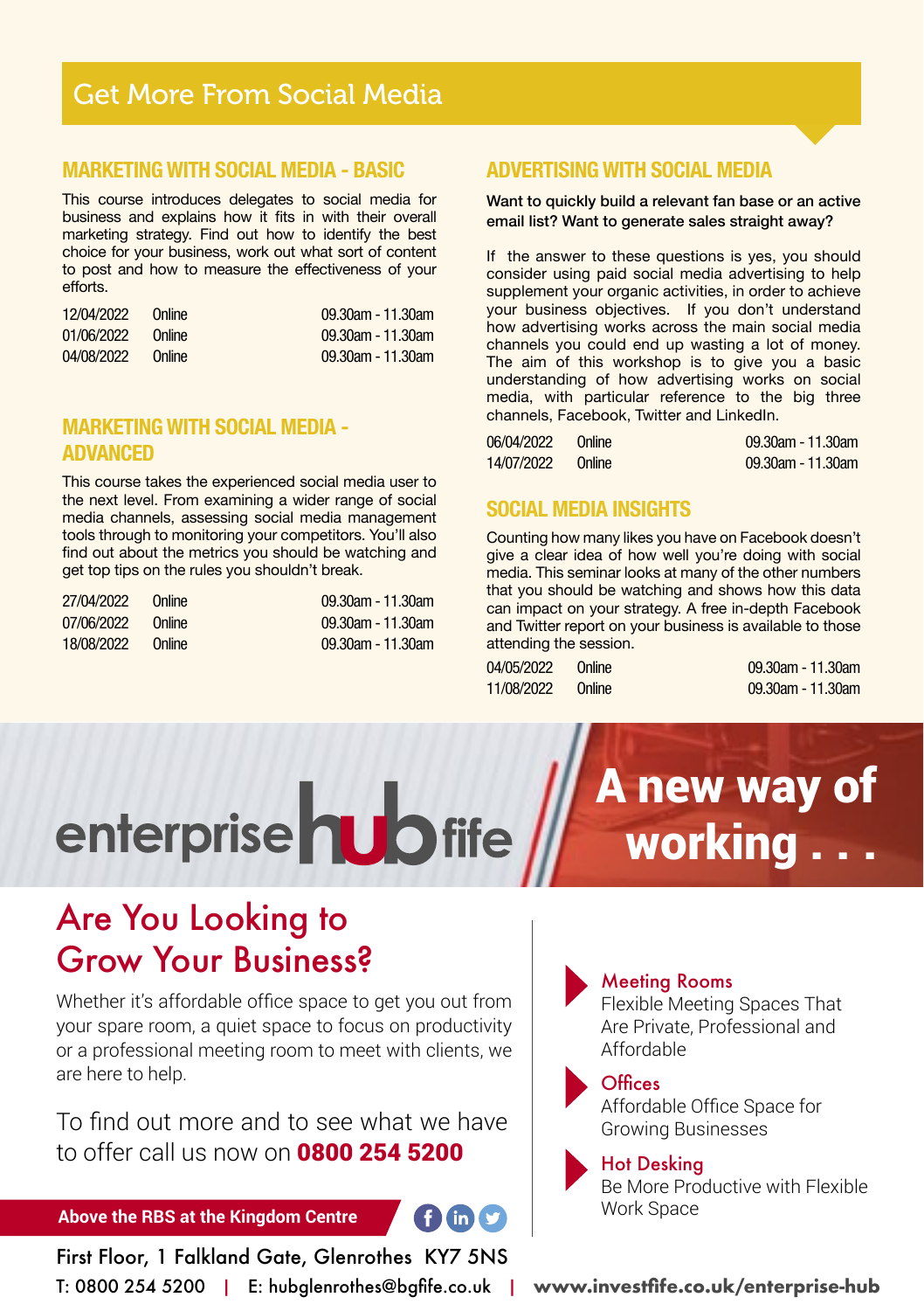# Get More From Social Media

## MARKETING WITH SOCIAL MEDIA - BASIC

This course introduces delegates to social media for business and explains how it fits in with their overall marketing strategy. Find out how to identify the best choice for your business, work out what sort of content to post and how to measure the effectiveness of your efforts.

| | | |
|---|---|---|
| 12/04/2022 | Online | 09.30am - 11.30am |
| 01/06/2022 | Online | 09.30am - 11.30am |
| 04/08/2022 | Online | 09.30am - 11.30am |

## MARKETING WITH SOCIAL MEDIA - ADVANCED

This course takes the experienced social media user to the next level. From examining a wider range of social media channels, assessing social media management tools through to monitoring your competitors. You'll also find out about the metrics you should be watching and get top tips on the rules you shouldn't break.

| | | |
|---|---|---|
| 27/04/2022 | Online | 09.30am - 11.30am |
| 07/06/2022 | Online | 09.30am - 11.30am |
| 18/08/2022 | Online | 09.30am - 11.30am |

## ADVERTISING WITH SOCIAL MEDIA

**Want to quickly build a relevant fan base or an active email list? Want to generate sales straight away?**

If the answer to these questions is yes, you should consider using paid social media advertising to help supplement your organic activities, in order to achieve your business objectives. If you don't understand how advertising works across the main social media channels you could end up wasting a lot of money. The aim of this workshop is to give you a basic understanding of how advertising works on social media, with particular reference to the big three channels, Facebook, Twitter and LinkedIn.

| | | |
|---|---|---|
| 06/04/2022 | Online | 09.30am - 11.30am |
| 14/07/2022 | Online | 09.30am - 11.30am |

## SOCIAL MEDIA INSIGHTS

Counting how many likes you have on Facebook doesn't give a clear idea of how well you're doing with social media. This seminar looks at many of the other numbers that you should be watching and shows how this data can impact on your strategy. A free in-depth Facebook and Twitter report on your business is available to those attending the session.

| | | |
|---|---|---|
| 04/05/2022 | Online | 09.30am - 11.30am |
| 11/08/2022 | Online | 09.30am - 11.30am |

enterprise hub fife

**A new way of working . . .**

## Are You Looking to Grow Your Business?

Whether it's affordable office space to get you out from your spare room, a quiet space to focus on productivity or a professional meeting room to meet with clients, we are here to help.

To find out more and to see what we have to offer call us now on **0800 254 5200**

- **Meeting Rooms** – Flexible Meeting Spaces That Are Private, Professional and Affordable
- **Offices** – Affordable Office Space for Growing Businesses
- **Hot Desking** – Be More Productive with Flexible Work Space

**Above the RBS at the Kingdom Centre**

First Floor, 1 Falkland Gate, Glenrothes KY7 5NS

T: 0800 254 5200 | E: hubglenrothes@bgfife.co.uk | **www.investfife.co.uk/enterprise-hub**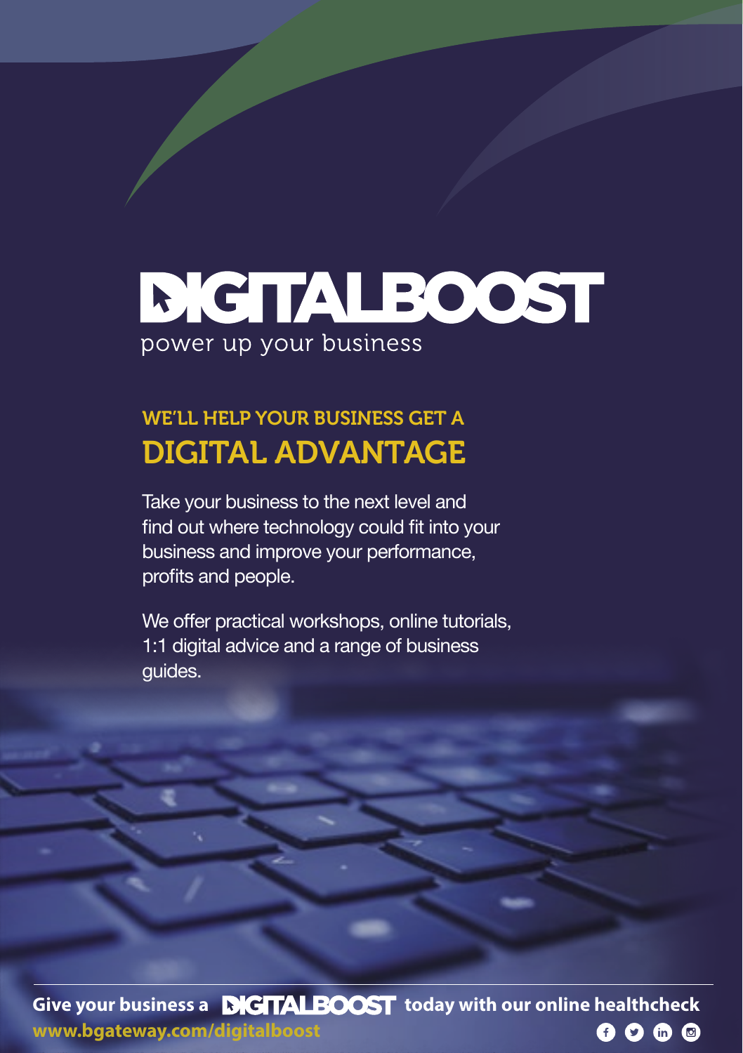# DIGITALBOOST

power up your business

## WE'LL HELP YOUR BUSINESS GET A DIGITAL ADVANTAGE

Take your business to the next level and find out where technology could fit into your business and improve your performance, profits and people.

We offer practical workshops, online tutorials, 1:1 digital advice and a range of business guides.

**Give your business a DIGITALBOOST today with our online healthcheck**

**www.bgateway.com/digitalboost**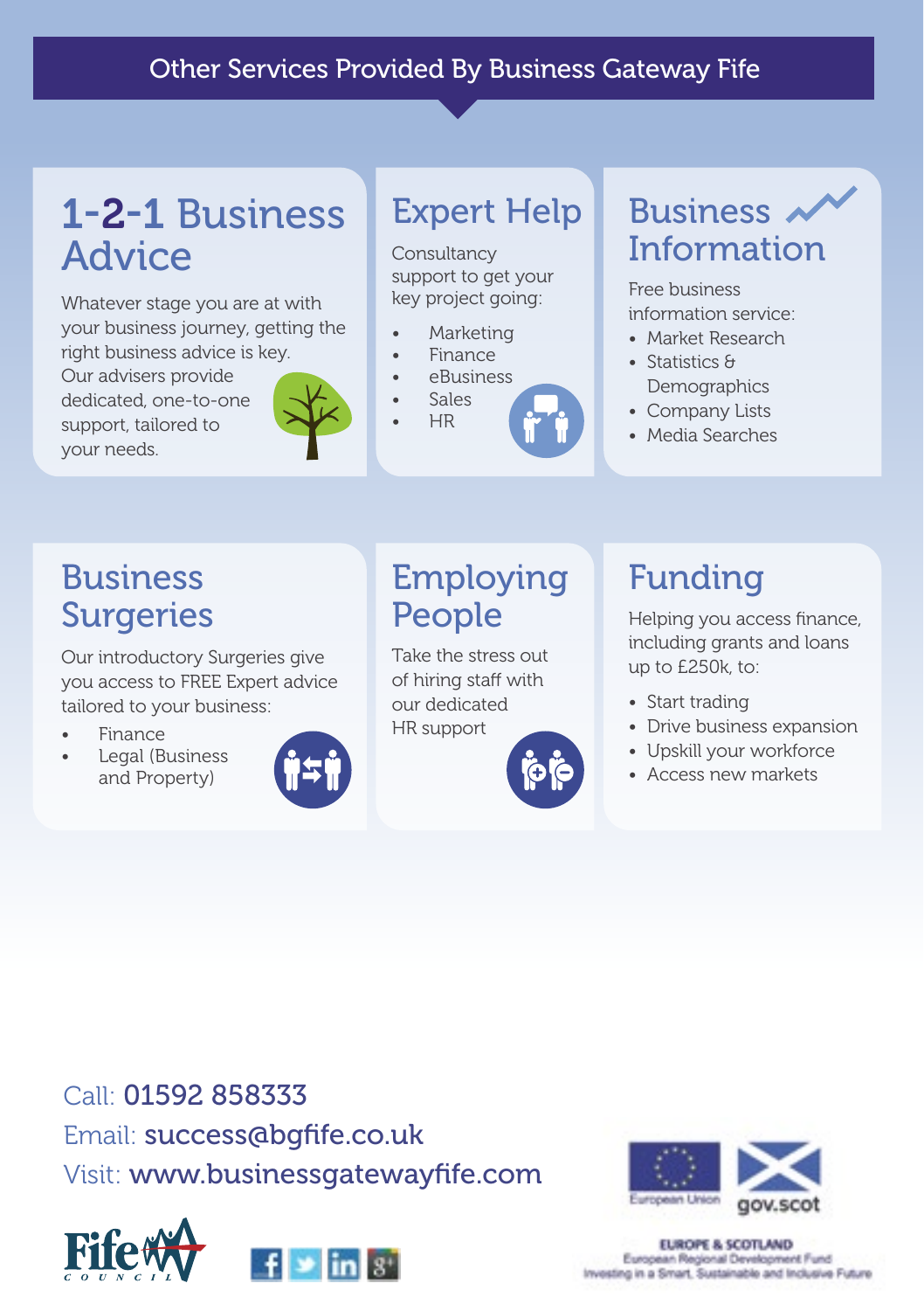# Other Services Provided By Business Gateway Fife

## 1-2-1 Business Advice

Whatever stage you are at with your business journey, getting the right business advice is key. Our advisers provide dedicated, one-to-one support, tailored to your needs.

## Expert Help

Consultancy support to get your key project going:

- Marketing
- Finance
- eBusiness
- Sales
- HR

## Business Information

Free business information service:

- Market Research
- Statistics & Demographics
- Company Lists
- Media Searches

## Business Surgeries

Our introductory Surgeries give you access to FREE Expert advice tailored to your business:

- Finance
- Legal (Business and Property)

## Employing People

Take the stress out of hiring staff with our dedicated HR support

## Funding

Helping you access finance, including grants and loans up to £250k, to:

- Start trading
- Drive business expansion
- Upskill your workforce
- Access new markets

Call: **01592 858333**

Email: **success@bgfife.co.uk**

Visit: **www.businessgatewayfife.com**

Fife Council

European Union

gov.scot

EUROPE & SCOTLAND
European Regional Development Fund
Investing in a Smart, Sustainable and Inclusive Future